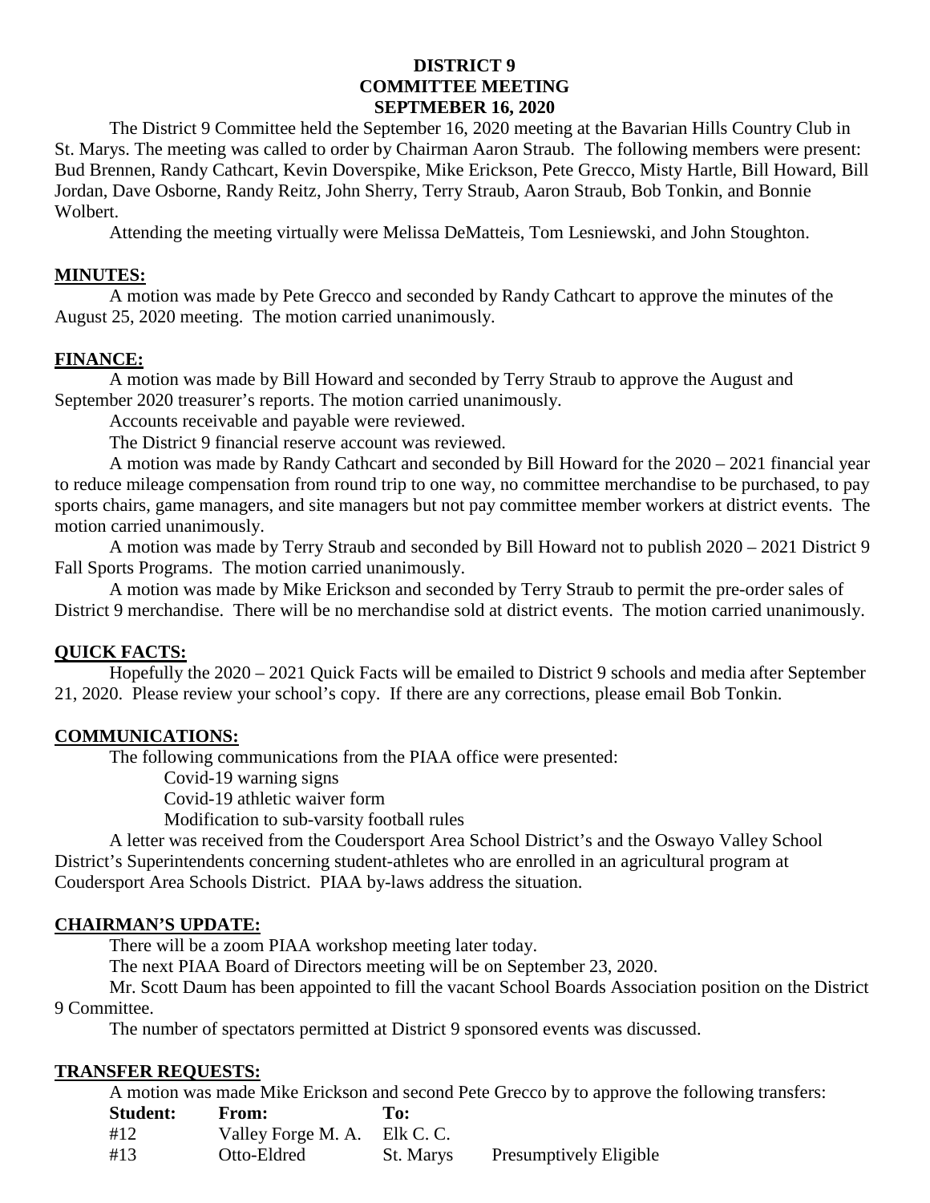**DISTRICT 9**
**COMMITTEE MEETING**
**SEPTMEBER 16, 2020**

The District 9 Committee held the September 16, 2020 meeting at the Bavarian Hills Country Club in St. Marys. The meeting was called to order by Chairman Aaron Straub. The following members were present: Bud Brennen, Randy Cathcart, Kevin Doverspike, Mike Erickson, Pete Grecco, Misty Hartle, Bill Howard, Bill Jordan, Dave Osborne, Randy Reitz, John Sherry, Terry Straub, Aaron Straub, Bob Tonkin, and Bonnie Wolbert.

Attending the meeting virtually were Melissa DeMatteis, Tom Lesniewski, and John Stoughton.

## MINUTES:

A motion was made by Pete Grecco and seconded by Randy Cathcart to approve the minutes of the August 25, 2020 meeting. The motion carried unanimously.

## FINANCE:

A motion was made by Bill Howard and seconded by Terry Straub to approve the August and September 2020 treasurer's reports. The motion carried unanimously.

Accounts receivable and payable were reviewed.

The District 9 financial reserve account was reviewed.

A motion was made by Randy Cathcart and seconded by Bill Howard for the 2020 – 2021 financial year to reduce mileage compensation from round trip to one way, no committee merchandise to be purchased, to pay sports chairs, game managers, and site managers but not pay committee member workers at district events. The motion carried unanimously.

A motion was made by Terry Straub and seconded by Bill Howard not to publish 2020 – 2021 District 9 Fall Sports Programs. The motion carried unanimously.

A motion was made by Mike Erickson and seconded by Terry Straub to permit the pre-order sales of District 9 merchandise. There will be no merchandise sold at district events. The motion carried unanimously.

## QUICK FACTS:

Hopefully the 2020 – 2021 Quick Facts will be emailed to District 9 schools and media after September 21, 2020. Please review your school's copy. If there are any corrections, please email Bob Tonkin.

## COMMUNICATIONS:

The following communications from the PIAA office were presented:

- Covid-19 warning signs
- Covid-19 athletic waiver form
- Modification to sub-varsity football rules

A letter was received from the Coudersport Area School District's and the Oswayo Valley School District's Superintendents concerning student-athletes who are enrolled in an agricultural program at Coudersport Area Schools District. PIAA by-laws address the situation.

## CHAIRMAN'S UPDATE:

There will be a zoom PIAA workshop meeting later today.

The next PIAA Board of Directors meeting will be on September 23, 2020.

Mr. Scott Daum has been appointed to fill the vacant School Boards Association position on the District 9 Committee.

The number of spectators permitted at District 9 sponsored events was discussed.

## TRANSFER REQUESTS:

A motion was made Mike Erickson and second Pete Grecco by to approve the following transfers:

| **Student:** | **From:** | **To:** | |
|---|---|---|---|
| #12 | Valley Forge M. A. | Elk C. C. | |
| #13 | Otto-Eldred | St. Marys | Presumptively Eligible |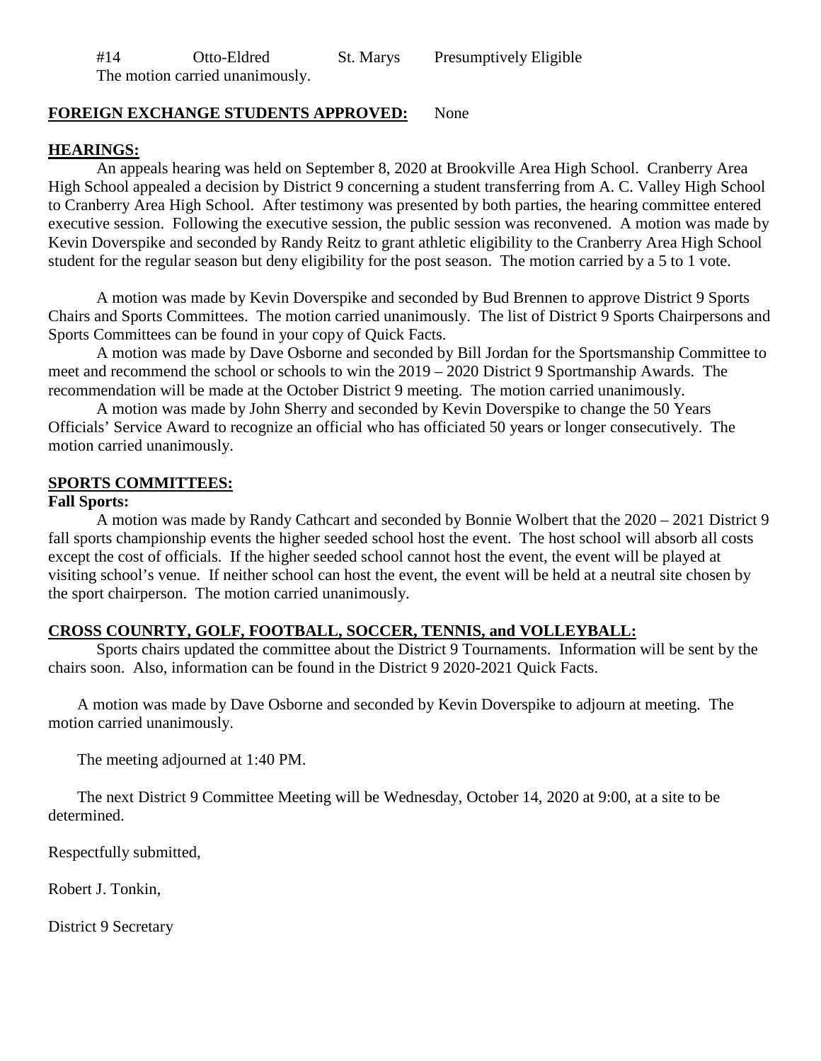| | | | |
|---|---|---|---|
| #14 | Otto-Eldred | St. Marys | Presumptively Eligible |

The motion carried unanimously.

**FOREIGN EXCHANGE STUDENTS APPROVED:** None

**HEARINGS:**

An appeals hearing was held on September 8, 2020 at Brookville Area High School. Cranberry Area High School appealed a decision by District 9 concerning a student transferring from A. C. Valley High School to Cranberry Area High School. After testimony was presented by both parties, the hearing committee entered executive session. Following the executive session, the public session was reconvened. A motion was made by Kevin Doverspike and seconded by Randy Reitz to grant athletic eligibility to the Cranberry Area High School student for the regular season but deny eligibility for the post season. The motion carried by a 5 to 1 vote.

A motion was made by Kevin Doverspike and seconded by Bud Brennen to approve District 9 Sports Chairs and Sports Committees. The motion carried unanimously. The list of District 9 Sports Chairpersons and Sports Committees can be found in your copy of Quick Facts.

A motion was made by Dave Osborne and seconded by Bill Jordan for the Sportsmanship Committee to meet and recommend the school or schools to win the 2019 – 2020 District 9 Sportmanship Awards. The recommendation will be made at the October District 9 meeting. The motion carried unanimously.

A motion was made by John Sherry and seconded by Kevin Doverspike to change the 50 Years Officials' Service Award to recognize an official who has officiated 50 years or longer consecutively. The motion carried unanimously.

**SPORTS COMMITTEES:**

**Fall Sports:**

A motion was made by Randy Cathcart and seconded by Bonnie Wolbert that the 2020 – 2021 District 9 fall sports championship events the higher seeded school host the event. The host school will absorb all costs except the cost of officials. If the higher seeded school cannot host the event, the event will be played at visiting school's venue. If neither school can host the event, the event will be held at a neutral site chosen by the sport chairperson. The motion carried unanimously.

**CROSS COUNRTY, GOLF, FOOTBALL, SOCCER, TENNIS, and VOLLEYBALL:**

Sports chairs updated the committee about the District 9 Tournaments. Information will be sent by the chairs soon. Also, information can be found in the District 9 2020-2021 Quick Facts.

A motion was made by Dave Osborne and seconded by Kevin Doverspike to adjourn at meeting. The motion carried unanimously.

The meeting adjourned at 1:40 PM.

The next District 9 Committee Meeting will be Wednesday, October 14, 2020 at 9:00, at a site to be determined.

Respectfully submitted,

Robert J. Tonkin,

District 9 Secretary